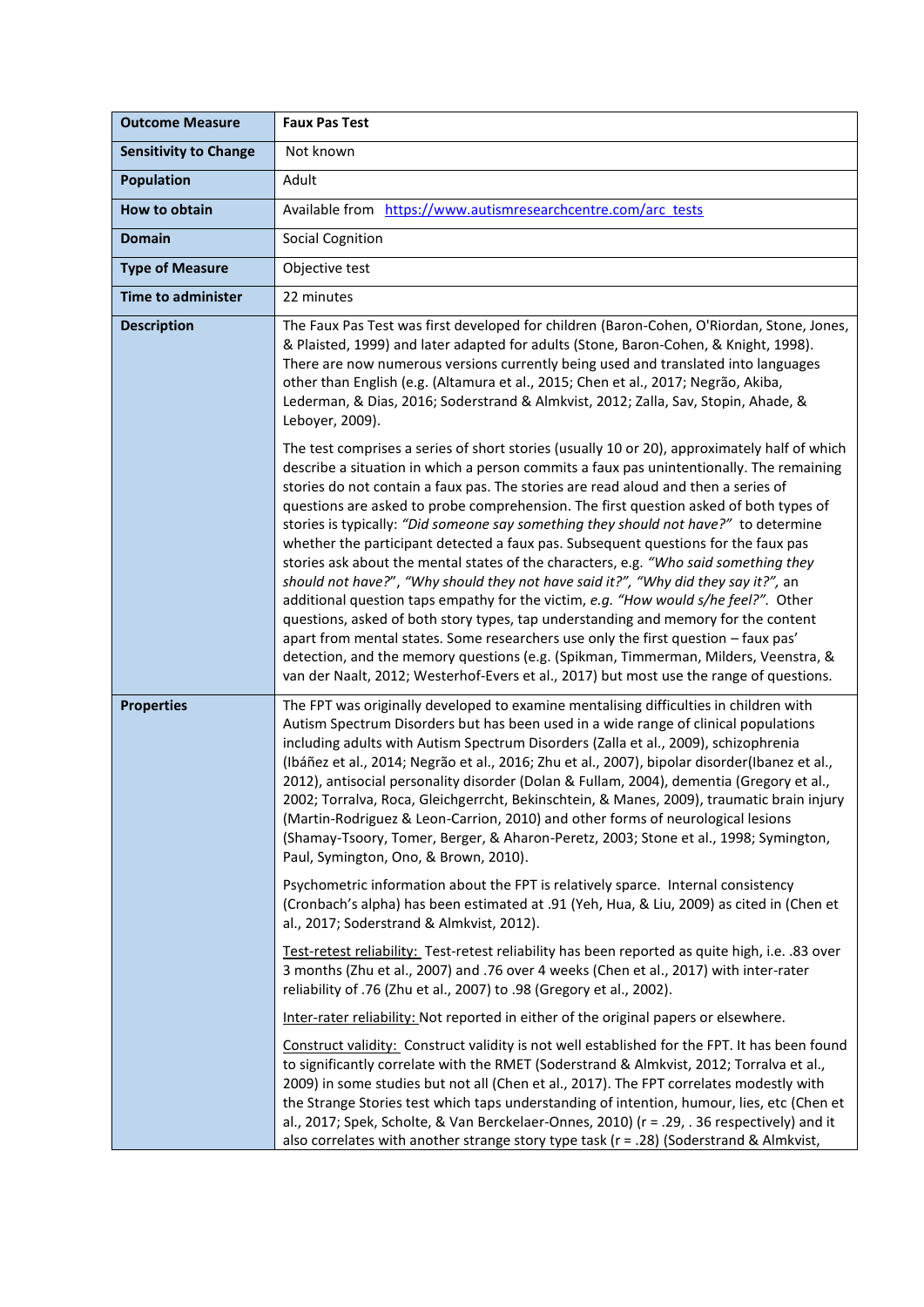| **Outcome Measure** | **Faux Pas Test** |
|---|---|
| **Sensitivity to Change** | Not known |
| **Population** | Adult |
| **How to obtain** | Available from [https://www.autismresearchcentre.com/arc_tests](https://www.autismresearchcentre.com/arc_tests) |
| **Domain** | Social Cognition |
| **Type of Measure** | Objective test |
| **Time to administer** | 22 minutes |
| **Description** | The Faux Pas Test was first developed for children (Baron-Cohen, O'Riordan, Stone, Jones, & Plaisted, 1999) and later adapted for adults (Stone, Baron-Cohen, & Knight, 1998). There are now numerous versions currently being used and translated into languages other than English (e.g. (Altamura et al., 2015; Chen et al., 2017; Negrão, Akiba, Lederman, & Dias, 2016; Soderstrand & Almkvist, 2012; Zalla, Sav, Stopin, Ahade, & Leboyer, 2009).<br><br>The test comprises a series of short stories (usually 10 or 20), approximately half of which describe a situation in which a person commits a faux pas unintentionally. The remaining stories do not contain a faux pas. The stories are read aloud and then a series of questions are asked to probe comprehension. The first question asked of both types of stories is typically: *"Did someone say something they should not have?"* to determine whether the participant detected a faux pas. Subsequent questions for the faux pas stories ask about the mental states of the characters, e.g. *"Who said something they should not have?"*, *"Why should they not have said it?"*, *"Why did they say it?"*, an additional question taps empathy for the victim, *e.g. "How would s/he feel?"*. Other questions, asked of both story types, tap understanding and memory for the content apart from mental states. Some researchers use only the first question – faux pas' detection, and the memory questions (e.g. (Spikman, Timmerman, Milders, Veenstra, & van der Naalt, 2012; Westerhof-Evers et al., 2017) but most use the range of questions. |
| **Properties** | The FPT was originally developed to examine mentalising difficulties in children with Autism Spectrum Disorders but has been used in a wide range of clinical populations including adults with Autism Spectrum Disorders (Zalla et al., 2009), schizophrenia (Ibáñez et al., 2014; Negrão et al., 2016; Zhu et al., 2007), bipolar disorder(Ibanez et al., 2012), antisocial personality disorder (Dolan & Fullam, 2004), dementia (Gregory et al., 2002; Torralva, Roca, Gleichgerrcht, Bekinschtein, & Manes, 2009), traumatic brain injury (Martin-Rodriguez & Leon-Carrion, 2010) and other forms of neurological lesions (Shamay-Tsoory, Tomer, Berger, & Aharon-Peretz, 2003; Stone et al., 1998; Symington, Paul, Symington, Ono, & Brown, 2010).<br><br>Psychometric information about the FPT is relatively sparce. Internal consistency (Cronbach's alpha) has been estimated at .91 (Yeh, Hua, & Liu, 2009) as cited in (Chen et al., 2017; Soderstrand & Almkvist, 2012).<br><br><u>Test-retest reliability:</u> Test-retest reliability has been reported as quite high, i.e. .83 over 3 months (Zhu et al., 2007) and .76 over 4 weeks (Chen et al., 2017) with inter-rater reliability of .76 (Zhu et al., 2007) to .98 (Gregory et al., 2002).<br><br><u>Inter-rater reliability:</u> Not reported in either of the original papers or elsewhere.<br><br><u>Construct validity:</u> Construct validity is not well established for the FPT. It has been found to significantly correlate with the RMET (Soderstrand & Almkvist, 2012; Torralva et al., 2009) in some studies but not all (Chen et al., 2017). The FPT correlates modestly with the Strange Stories test which taps understanding of intention, humour, lies, etc (Chen et al., 2017; Spek, Scholte, & Van Berckelaer-Onnes, 2010) (r = .29, . 36 respectively) and it also correlates with another strange story type task (r = .28) (Soderstrand & Almkvist, |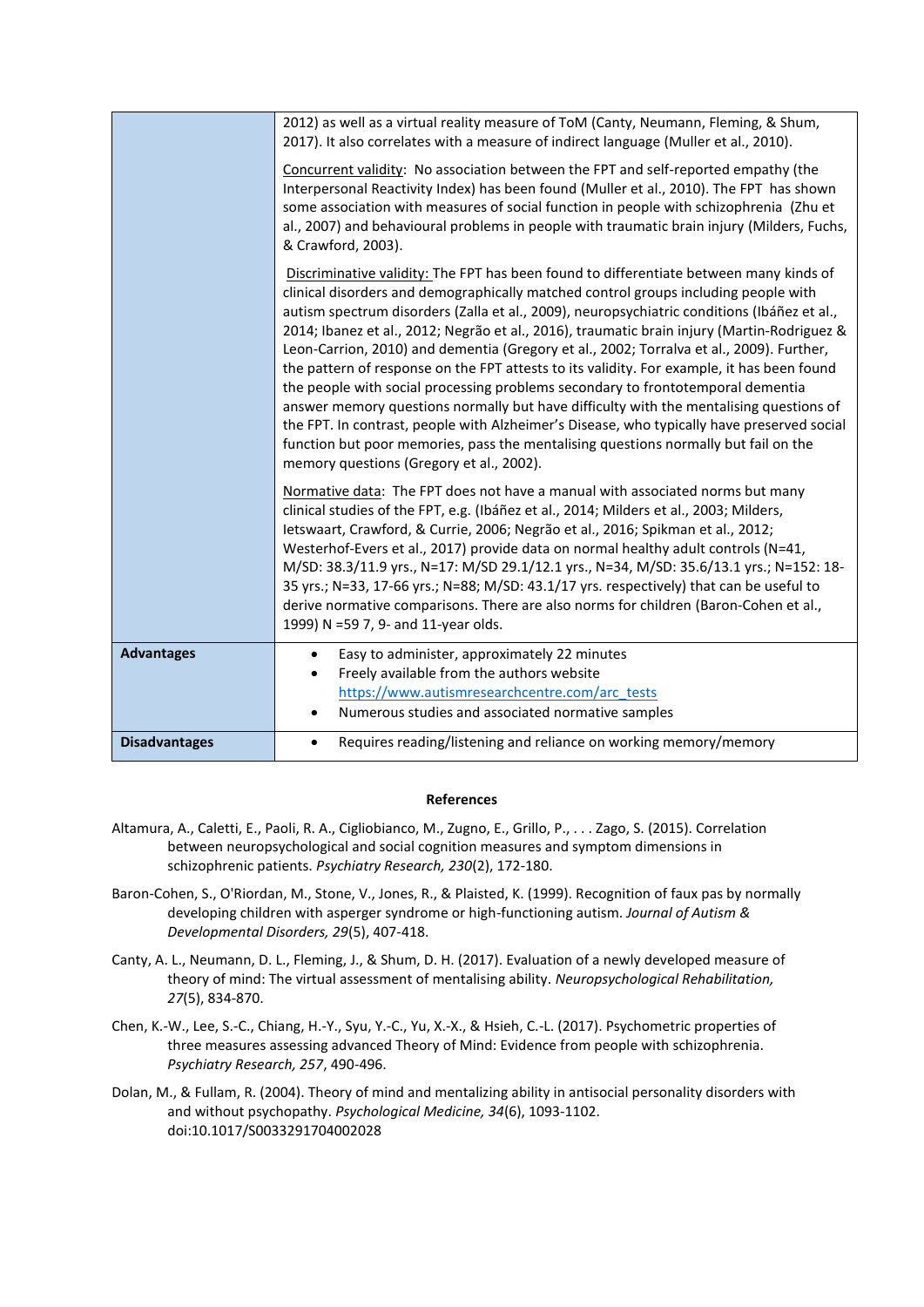| | |
|---|---|
| | 2012) as well as a virtual reality measure of ToM (Canty, Neumann, Fleming, & Shum, 2017). It also correlates with a measure of indirect language (Muller et al., 2010).<br><br>Concurrent validity: No association between the FPT and self-reported empathy (the Interpersonal Reactivity Index) has been found (Muller et al., 2010). The FPT has shown some association with measures of social function in people with schizophrenia (Zhu et al., 2007) and behavioural problems in people with traumatic brain injury (Milders, Fuchs, & Crawford, 2003).<br><br>Discriminative validity: The FPT has been found to differentiate between many kinds of clinical disorders and demographically matched control groups including people with autism spectrum disorders (Zalla et al., 2009), neuropsychiatric conditions (Ibáñez et al., 2014; Ibanez et al., 2012; Negrão et al., 2016), traumatic brain injury (Martin-Rodriguez & Leon-Carrion, 2010) and dementia (Gregory et al., 2002; Torralva et al., 2009). Further, the pattern of response on the FPT attests to its validity. For example, it has been found the people with social processing problems secondary to frontotemporal dementia answer memory questions normally but have difficulty with the mentalising questions of the FPT. In contrast, people with Alzheimer's Disease, who typically have preserved social function but poor memories, pass the mentalising questions normally but fail on the memory questions (Gregory et al., 2002).<br><br>Normative data: The FPT does not have a manual with associated norms but many clinical studies of the FPT, e.g. (Ibáñez et al., 2014; Milders et al., 2003; Milders, Ietswaart, Crawford, & Currie, 2006; Negrão et al., 2016; Spikman et al., 2012; Westerhof-Evers et al., 2017) provide data on normal healthy adult controls (N=41, M/SD: 38.3/11.9 yrs., N=17: M/SD 29.1/12.1 yrs., N=34, M/SD: 35.6/13.1 yrs.; N=152: 18-35 yrs.; N=33, 17-66 yrs.; N=88; M/SD: 43.1/17 yrs. respectively) that can be useful to derive normative comparisons. There are also norms for children (Baron-Cohen et al., 1999) N =59 7, 9- and 11-year olds. |
| **Advantages** | • Easy to administer, approximately 22 minutes<br>• Freely available from the authors website https://www.autismresearchcentre.com/arc_tests<br>• Numerous studies and associated normative samples |
| **Disadvantages** | • Requires reading/listening and reliance on working memory/memory |

**References**

Altamura, A., Caletti, E., Paoli, R. A., Cigliobianco, M., Zugno, E., Grillo, P., . . . Zago, S. (2015). Correlation between neuropsychological and social cognition measures and symptom dimensions in schizophrenic patients. *Psychiatry Research, 230*(2), 172-180.

Baron-Cohen, S., O'Riordan, M., Stone, V., Jones, R., & Plaisted, K. (1999). Recognition of faux pas by normally developing children with asperger syndrome or high-functioning autism. *Journal of Autism & Developmental Disorders, 29*(5), 407-418.

Canty, A. L., Neumann, D. L., Fleming, J., & Shum, D. H. (2017). Evaluation of a newly developed measure of theory of mind: The virtual assessment of mentalising ability. *Neuropsychological Rehabilitation, 27*(5), 834-870.

Chen, K.-W., Lee, S.-C., Chiang, H.-Y., Syu, Y.-C., Yu, X.-X., & Hsieh, C.-L. (2017). Psychometric properties of three measures assessing advanced Theory of Mind: Evidence from people with schizophrenia. *Psychiatry Research, 257*, 490-496.

Dolan, M., & Fullam, R. (2004). Theory of mind and mentalizing ability in antisocial personality disorders with and without psychopathy. *Psychological Medicine, 34*(6), 1093-1102. doi:10.1017/S0033291704002028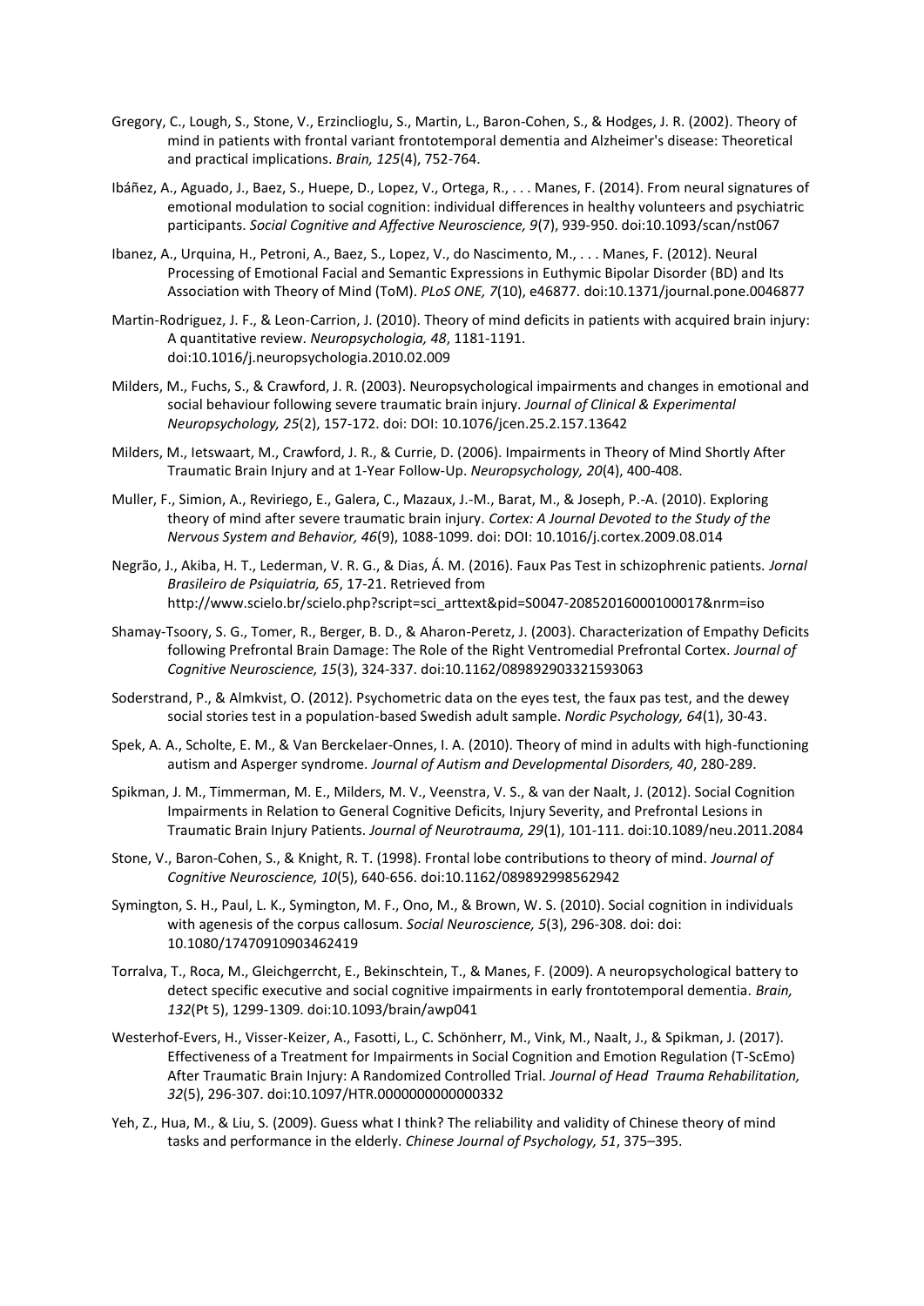Gregory, C., Lough, S., Stone, V., Erzinclioglu, S., Martin, L., Baron-Cohen, S., & Hodges, J. R. (2002). Theory of mind in patients with frontal variant frontotemporal dementia and Alzheimer's disease: Theoretical and practical implications. *Brain, 125*(4), 752-764.

Ibáñez, A., Aguado, J., Baez, S., Huepe, D., Lopez, V., Ortega, R., . . . Manes, F. (2014). From neural signatures of emotional modulation to social cognition: individual differences in healthy volunteers and psychiatric participants. *Social Cognitive and Affective Neuroscience, 9*(7), 939-950. doi:10.1093/scan/nst067

Ibanez, A., Urquina, H., Petroni, A., Baez, S., Lopez, V., do Nascimento, M., . . . Manes, F. (2012). Neural Processing of Emotional Facial and Semantic Expressions in Euthymic Bipolar Disorder (BD) and Its Association with Theory of Mind (ToM). *PLoS ONE, 7*(10), e46877. doi:10.1371/journal.pone.0046877

Martin-Rodriguez, J. F., & Leon-Carrion, J. (2010). Theory of mind deficits in patients with acquired brain injury: A quantitative review. *Neuropsychologia, 48*, 1181-1191. doi:10.1016/j.neuropsychologia.2010.02.009

Milders, M., Fuchs, S., & Crawford, J. R. (2003). Neuropsychological impairments and changes in emotional and social behaviour following severe traumatic brain injury. *Journal of Clinical & Experimental Neuropsychology, 25*(2), 157-172. doi: DOI: 10.1076/jcen.25.2.157.13642

Milders, M., Ietswaart, M., Crawford, J. R., & Currie, D. (2006). Impairments in Theory of Mind Shortly After Traumatic Brain Injury and at 1-Year Follow-Up. *Neuropsychology, 20*(4), 400-408.

Muller, F., Simion, A., Reviriego, E., Galera, C., Mazaux, J.-M., Barat, M., & Joseph, P.-A. (2010). Exploring theory of mind after severe traumatic brain injury. *Cortex: A Journal Devoted to the Study of the Nervous System and Behavior, 46*(9), 1088-1099. doi: DOI: 10.1016/j.cortex.2009.08.014

Negrão, J., Akiba, H. T., Lederman, V. R. G., & Dias, Á. M. (2016). Faux Pas Test in schizophrenic patients. *Jornal Brasileiro de Psiquiatria, 65*, 17-21. Retrieved from http://www.scielo.br/scielo.php?script=sci_arttext&pid=S0047-20852016000100017&nrm=iso

Shamay-Tsoory, S. G., Tomer, R., Berger, B. D., & Aharon-Peretz, J. (2003). Characterization of Empathy Deficits following Prefrontal Brain Damage: The Role of the Right Ventromedial Prefrontal Cortex. *Journal of Cognitive Neuroscience, 15*(3), 324-337. doi:10.1162/089892903321593063

Soderstrand, P., & Almkvist, O. (2012). Psychometric data on the eyes test, the faux pas test, and the dewey social stories test in a population-based Swedish adult sample. *Nordic Psychology, 64*(1), 30-43.

Spek, A. A., Scholte, E. M., & Van Berckelaer-Onnes, I. A. (2010). Theory of mind in adults with high-functioning autism and Asperger syndrome. *Journal of Autism and Developmental Disorders, 40*, 280-289.

Spikman, J. M., Timmerman, M. E., Milders, M. V., Veenstra, V. S., & van der Naalt, J. (2012). Social Cognition Impairments in Relation to General Cognitive Deficits, Injury Severity, and Prefrontal Lesions in Traumatic Brain Injury Patients. *Journal of Neurotrauma, 29*(1), 101-111. doi:10.1089/neu.2011.2084

Stone, V., Baron-Cohen, S., & Knight, R. T. (1998). Frontal lobe contributions to theory of mind. *Journal of Cognitive Neuroscience, 10*(5), 640-656. doi:10.1162/089892998562942

Symington, S. H., Paul, L. K., Symington, M. F., Ono, M., & Brown, W. S. (2010). Social cognition in individuals with agenesis of the corpus callosum. *Social Neuroscience, 5*(3), 296-308. doi: doi: 10.1080/17470910903462419

Torralva, T., Roca, M., Gleichgerrcht, E., Bekinschtein, T., & Manes, F. (2009). A neuropsychological battery to detect specific executive and social cognitive impairments in early frontotemporal dementia. *Brain, 132*(Pt 5), 1299-1309. doi:10.1093/brain/awp041

Westerhof-Evers, H., Visser-Keizer, A., Fasotti, L., C. Schönherr, M., Vink, M., Naalt, J., & Spikman, J. (2017). Effectiveness of a Treatment for Impairments in Social Cognition and Emotion Regulation (T-ScEmo) After Traumatic Brain Injury: A Randomized Controlled Trial. *Journal of Head Trauma Rehabilitation, 32*(5), 296-307. doi:10.1097/HTR.0000000000000332

Yeh, Z., Hua, M., & Liu, S. (2009). Guess what I think? The reliability and validity of Chinese theory of mind tasks and performance in the elderly. *Chinese Journal of Psychology, 51*, 375–395.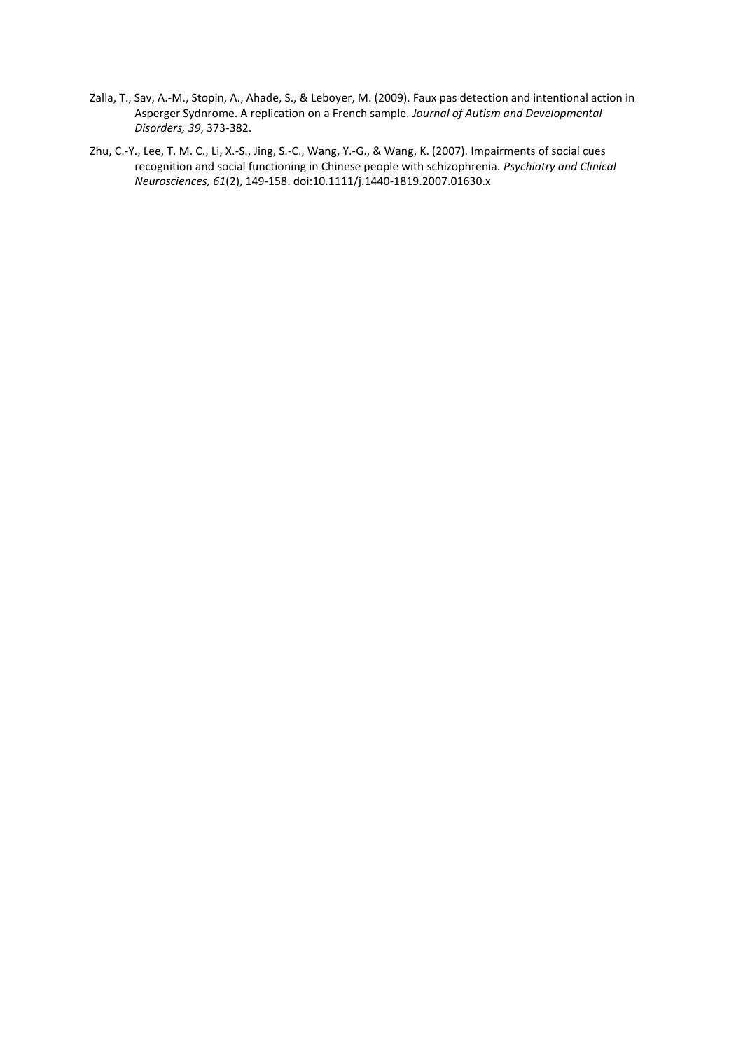Zalla, T., Sav, A.-M., Stopin, A., Ahade, S., & Leboyer, M. (2009). Faux pas detection and intentional action in Asperger Sydnrome. A replication on a French sample. *Journal of Autism and Developmental Disorders, 39*, 373-382.

Zhu, C.-Y., Lee, T. M. C., Li, X.-S., Jing, S.-C., Wang, Y.-G., & Wang, K. (2007). Impairments of social cues recognition and social functioning in Chinese people with schizophrenia. *Psychiatry and Clinical Neurosciences, 61*(2), 149-158. doi:10.1111/j.1440-1819.2007.01630.x